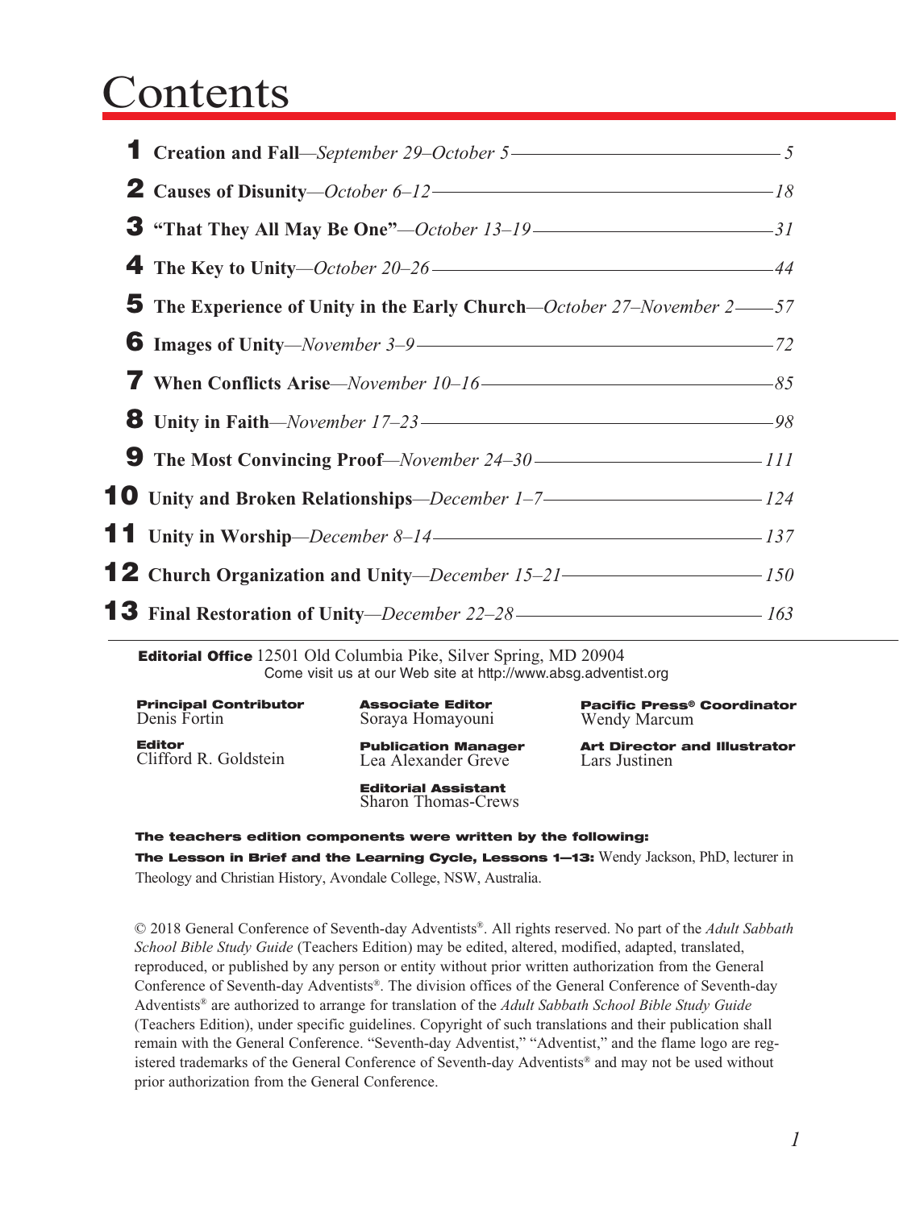# Contents

| | | |
|---|---|---|
| **1** | **Creation and Fall**—*September 29–October 5* | *5* |
| **2** | **Causes of Disunity**—*October 6–12* | *18* |
| **3** | **“That They All May Be One”**—*October 13–19* | *31* |
| **4** | **The Key to Unity**—*October 20–26* | *44* |
| **5** | **The Experience of Unity in the Early Church**—*October 27–November 2* | *57* |
| **6** | **Images of Unity**—*November 3–9* | *72* |
| **7** | **When Conflicts Arise**—*November 10–16* | *85* |
| **8** | **Unity in Faith**—*November 17–23* | *98* |
| **9** | **The Most Convincing Proof**—*November 24–30* | *111* |
| **10** | **Unity and Broken Relationships**—*December 1–7* | *124* |
| **11** | **Unity in Worship**—*December 8–14* | *137* |
| **12** | **Church Organization and Unity**—*December 15–21* | *150* |
| **13** | **Final Restoration of Unity**—*December 22–28* | *163* |

**Editorial Office** 12501 Old Columbia Pike, Silver Spring, MD 20904
Come visit us at our Web site at http://www.absg.adventist.org

**Principal Contributor**
Denis Fortin

**Editor**
Clifford R. Goldstein

**Associate Editor**
Soraya Homayouni

**Publication Manager**
Lea Alexander Greve

**Editorial Assistant**
Sharon Thomas-Crews

**Pacific Press® Coordinator**
Wendy Marcum

**Art Director and Illustrator**
Lars Justinen

**The teachers edition components were written by the following:**

**The Lesson in Brief and the Learning Cycle, Lessons 1—13:** Wendy Jackson, PhD, lecturer in Theology and Christian History, Avondale College, NSW, Australia.

© 2018 General Conference of Seventh-day Adventists®. All rights reserved. No part of the *Adult Sabbath School Bible Study Guide* (Teachers Edition) may be edited, altered, modified, adapted, translated, reproduced, or published by any person or entity without prior written authorization from the General Conference of Seventh-day Adventists®. The division offices of the General Conference of Seventh-day Adventists® are authorized to arrange for translation of the *Adult Sabbath School Bible Study Guide* (Teachers Edition), under specific guidelines. Copyright of such translations and their publication shall remain with the General Conference. “Seventh-day Adventist,” “Adventist,” and the flame logo are registered trademarks of the General Conference of Seventh-day Adventists® and may not be used without prior authorization from the General Conference.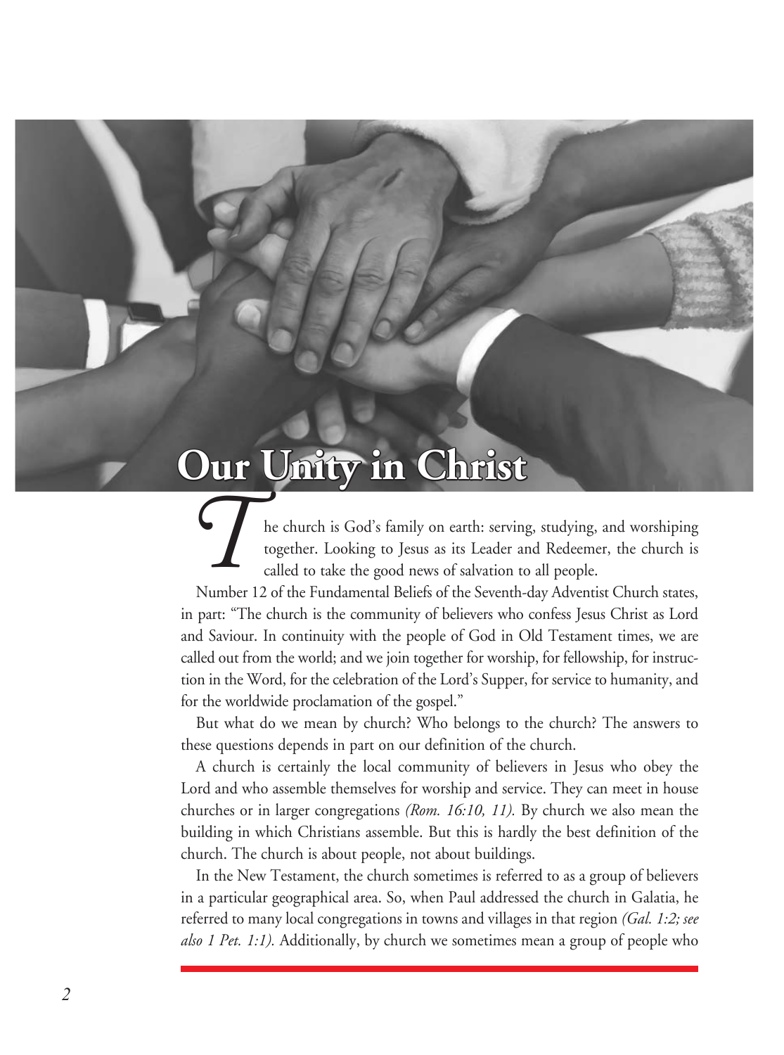# Our Unity in Christ

The church is God's family on earth: serving, studying, and worshiping together. Looking to Jesus as its Leader and Redeemer, the church is called to take the good news of salvation to all people.

Number 12 of the Fundamental Beliefs of the Seventh-day Adventist Church states, in part: "The church is the community of believers who confess Jesus Christ as Lord and Saviour. In continuity with the people of God in Old Testament times, we are called out from the world; and we join together for worship, for fellowship, for instruction in the Word, for the celebration of the Lord's Supper, for service to humanity, and for the worldwide proclamation of the gospel."

But what do we mean by church? Who belongs to the church? The answers to these questions depends in part on our definition of the church.

A church is certainly the local community of believers in Jesus who obey the Lord and who assemble themselves for worship and service. They can meet in house churches or in larger congregations *(Rom. 16:10, 11).* By church we also mean the building in which Christians assemble. But this is hardly the best definition of the church. The church is about people, not about buildings.

In the New Testament, the church sometimes is referred to as a group of believers in a particular geographical area. So, when Paul addressed the church in Galatia, he referred to many local congregations in towns and villages in that region *(Gal. 1:2; see also 1 Pet. 1:1).* Additionally, by church we sometimes mean a group of people who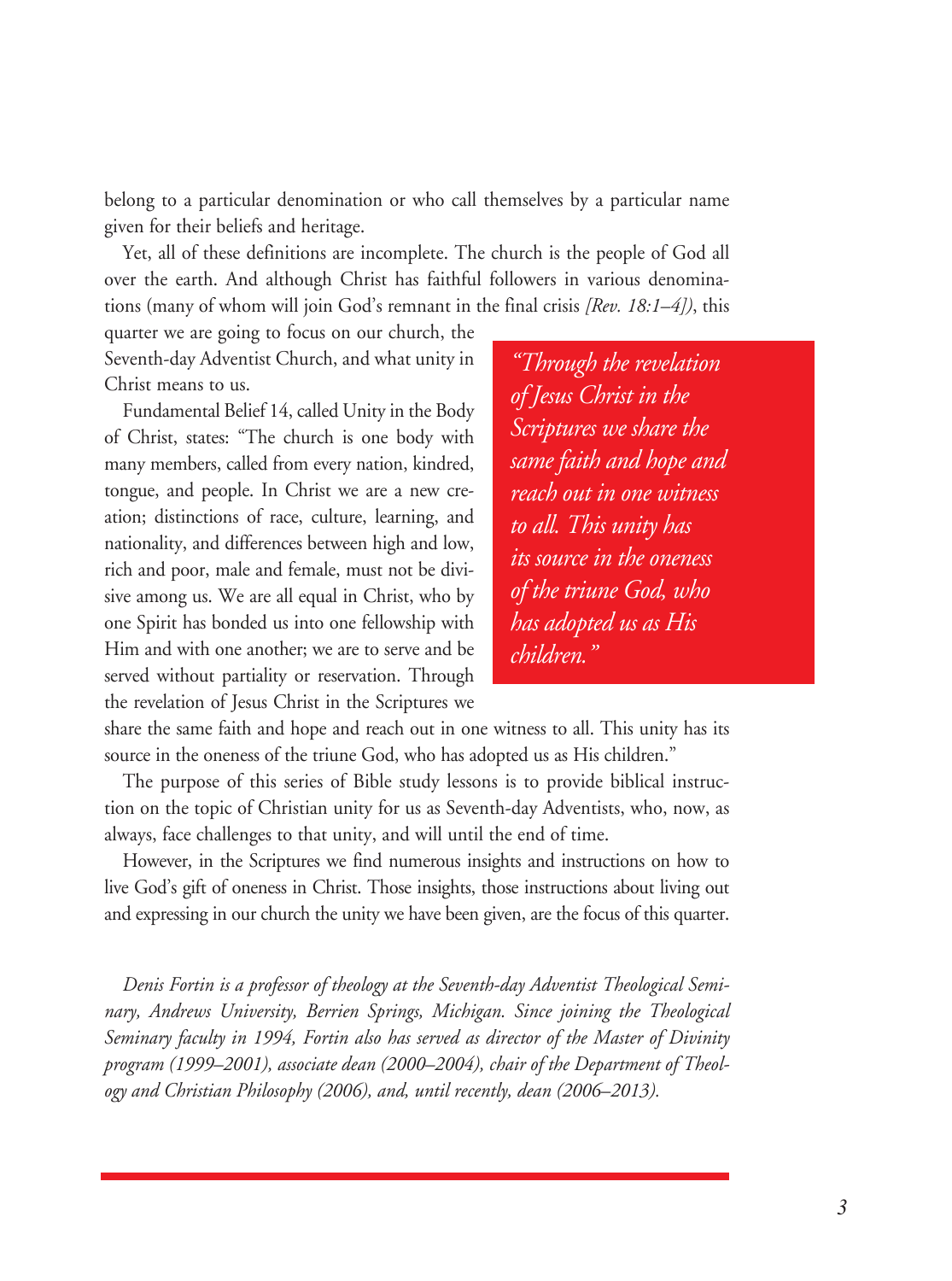belong to a particular denomination or who call themselves by a particular name given for their beliefs and heritage.

Yet, all of these definitions are incomplete. The church is the people of God all over the earth. And although Christ has faithful followers in various denominations (many of whom will join God's remnant in the final crisis *[Rev. 18:1–4]*), this quarter we are going to focus on our church, the Seventh-day Adventist Church, and what unity in Christ means to us.

Fundamental Belief 14, called Unity in the Body of Christ, states: "The church is one body with many members, called from every nation, kindred, tongue, and people. In Christ we are a new creation; distinctions of race, culture, learning, and nationality, and differences between high and low, rich and poor, male and female, must not be divisive among us. We are all equal in Christ, who by one Spirit has bonded us into one fellowship with Him and with one another; we are to serve and be served without partiality or reservation. Through the revelation of Jesus Christ in the Scriptures we share the same faith and hope and reach out in one witness to all. This unity has its source in the oneness of the triune God, who has adopted us as His children."

> *"Through the revelation of Jesus Christ in the Scriptures we share the same faith and hope and reach out in one witness to all. This unity has its source in the oneness of the triune God, who has adopted us as His children."*

The purpose of this series of Bible study lessons is to provide biblical instruction on the topic of Christian unity for us as Seventh-day Adventists, who, now, as always, face challenges to that unity, and will until the end of time.

However, in the Scriptures we find numerous insights and instructions on how to live God's gift of oneness in Christ. Those insights, those instructions about living out and expressing in our church the unity we have been given, are the focus of this quarter.

*Denis Fortin is a professor of theology at the Seventh-day Adventist Theological Seminary, Andrews University, Berrien Springs, Michigan. Since joining the Theological Seminary faculty in 1994, Fortin also has served as director of the Master of Divinity program (1999–2001), associate dean (2000–2004), chair of the Department of Theology and Christian Philosophy (2006), and, until recently, dean (2006–2013).*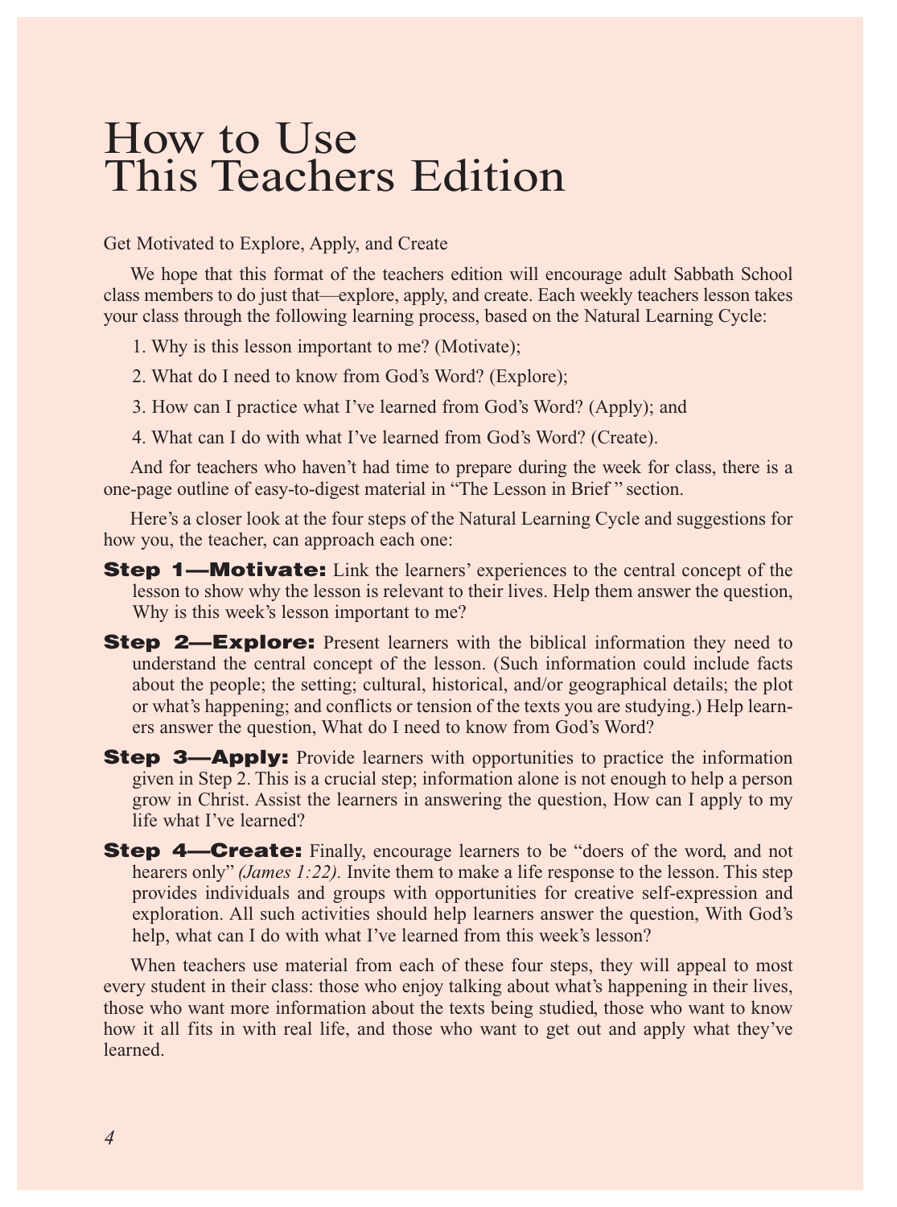# How to Use This Teachers Edition

Get Motivated to Explore, Apply, and Create

We hope that this format of the teachers edition will encourage adult Sabbath School class members to do just that—explore, apply, and create. Each weekly teachers lesson takes your class through the following learning process, based on the Natural Learning Cycle:

1. Why is this lesson important to me? (Motivate);
2. What do I need to know from God's Word? (Explore);
3. How can I practice what I've learned from God's Word? (Apply); and
4. What can I do with what I've learned from God's Word? (Create).

And for teachers who haven't had time to prepare during the week for class, there is a one-page outline of easy-to-digest material in "The Lesson in Brief " section.

Here's a closer look at the four steps of the Natural Learning Cycle and suggestions for how you, the teacher, can approach each one:

**Step 1—Motivate:** Link the learners' experiences to the central concept of the lesson to show why the lesson is relevant to their lives. Help them answer the question, Why is this week's lesson important to me?

**Step 2—Explore:** Present learners with the biblical information they need to understand the central concept of the lesson. (Such information could include facts about the people; the setting; cultural, historical, and/or geographical details; the plot or what's happening; and conflicts or tension of the texts you are studying.) Help learners answer the question, What do I need to know from God's Word?

**Step 3—Apply:** Provide learners with opportunities to practice the information given in Step 2. This is a crucial step; information alone is not enough to help a person grow in Christ. Assist the learners in answering the question, How can I apply to my life what I've learned?

**Step 4—Create:** Finally, encourage learners to be "doers of the word, and not hearers only" *(James 1:22).* Invite them to make a life response to the lesson. This step provides individuals and groups with opportunities for creative self-expression and exploration. All such activities should help learners answer the question, With God's help, what can I do with what I've learned from this week's lesson?

When teachers use material from each of these four steps, they will appeal to most every student in their class: those who enjoy talking about what's happening in their lives, those who want more information about the texts being studied, those who want to know how it all fits in with real life, and those who want to get out and apply what they've learned.